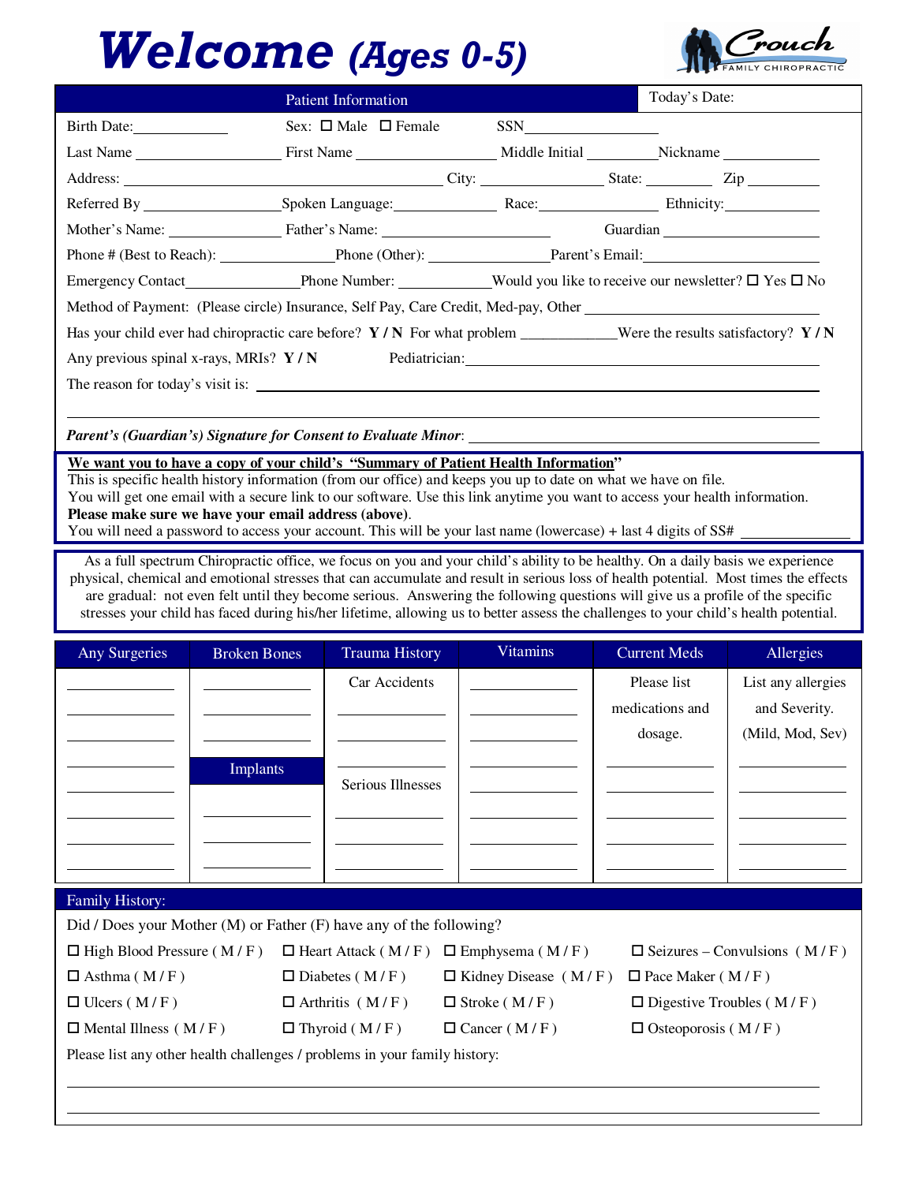# Welcome (Ages 0-5)

Crouch FAMILY CHIROPRACTIC

## Patient Information

Today's Date:

Birth Date:____________ Sex: ☐ Male ☐ Female SSN________________

Last Name __________________ First Name __________________ Middle Initial _________ Nickname ____________

Address: ________________________________________ City: _______________ State: ________ Zip _________

Referred By __________________ Spoken Language:______________ Race:_______________ Ethnicity:____________

Mother's Name: _______________ Father's Name: _____________________ Guardian ____________________

Phone # (Best to Reach): _______________ Phone (Other): _______________ Parent's Email:_____________________

Emergency Contact_______________ Phone Number: ____________ Would you like to receive our newsletter? ☐ Yes ☐ No

Method of Payment: (Please circle) Insurance, Self Pay, Care Credit, Med-pay, Other ______________________________

Has your child ever had chiropractic care before? **Y / N** For what problem ____________ Were the results satisfactory? **Y / N**

Any previous spinal x-rays, MRIs? **Y / N** Pediatrician:_______________________________________________

The reason for today's visit is: ____________________________________________________________

________________________________________________________________________________

***Parent's (Guardian's) Signature for Consent to Evaluate Minor***: ______________________________________

**We want you to have a copy of your child's "Summary of Patient Health Information"**

This is specific health history information (from our office) and keeps you up to date on what we have on file.
You will get one email with a secure link to our software. Use this link anytime you want to access your health information.
**Please make sure we have your email address (above)**.
You will need a password to access your account. This will be your last name (lowercase) + last 4 digits of SS# ______________

As a full spectrum Chiropractic office, we focus on you and your child's ability to be healthy. On a daily basis we experience physical, chemical and emotional stresses that can accumulate and result in serious loss of health potential. Most times the effects are gradual: not even felt until they become serious. Answering the following questions will give us a profile of the specific stresses your child has faced during his/her lifetime, allowing us to better assess the challenges to your child's health potential.

| Any Surgeries | Broken Bones | Trauma History | Vitamins | Current Meds | Allergies |
|---|---|---|---|---|---|
| __________ | __________ | Car Accidents | __________ | Please list medications and dosage. | List any allergies and Severity. (Mild, Mod, Sev) |
| __________ | __________ | __________ | __________ | | |
| __________ | __________ | __________ | __________ | | |
| __________ | Implants | __________ | __________ | __________ | __________ |
| __________ | | Serious Illnesses | __________ | __________ | __________ |
| __________ | __________ | __________ | __________ | __________ | __________ |
| __________ | __________ | __________ | __________ | __________ | __________ |
| __________ | __________ | __________ | __________ | __________ | __________ |

## Family History:

Did / Does your Mother (M) or Father (F) have any of the following?

| | | | |
|---|---|---|---|
| ☐ High Blood Pressure ( M / F ) | ☐ Heart Attack ( M / F ) | ☐ Emphysema ( M / F ) | ☐ Seizures – Convulsions ( M / F ) |
| ☐ Asthma ( M / F ) | ☐ Diabetes ( M / F ) | ☐ Kidney Disease ( M / F ) | ☐ Pace Maker ( M / F ) |
| ☐ Ulcers ( M / F ) | ☐ Arthritis ( M / F ) | ☐ Stroke ( M / F ) | ☐ Digestive Troubles ( M / F ) |
| ☐ Mental Illness ( M / F ) | ☐ Thyroid ( M / F ) | ☐ Cancer ( M / F ) | ☐ Osteoporosis ( M / F ) |

Please list any other health challenges / problems in your family history:

________________________________________________________________________________

________________________________________________________________________________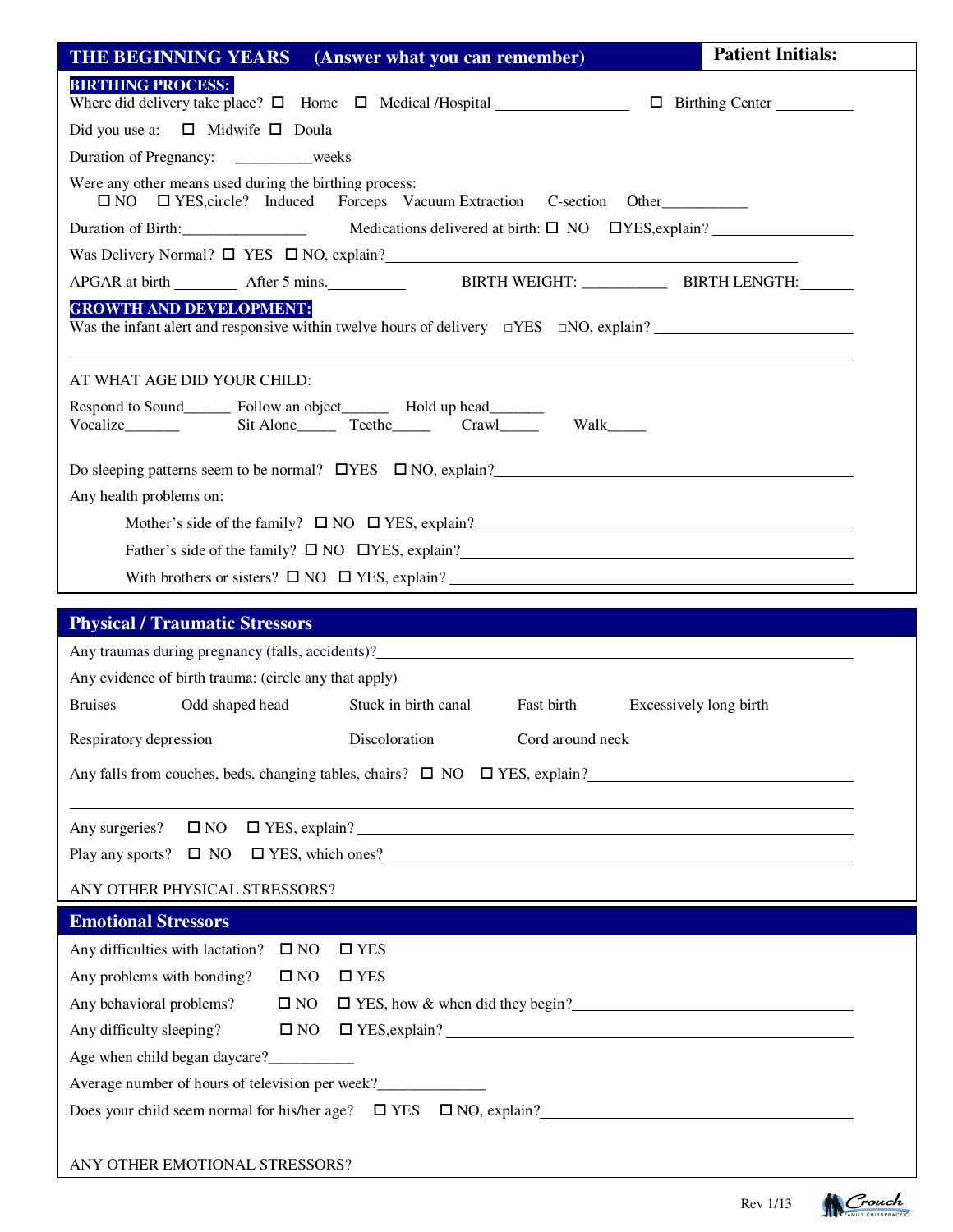## THE BEGINNING YEARS (Answer what you can remember)

**Patient Initials:**

### BIRTHING PROCESS:

Where did delivery take place? ☐ Home ☐ Medical /Hospital ________________ ☐ Birthing Center __________

Did you use a: ☐ Midwife ☐ Doula

Duration of Pregnancy: __________weeks

Were any other means used during the birthing process:
☐ NO ☐ YES,circle? Induced Forceps Vacuum Extraction C-section Other___________

Duration of Birth:________________ Medications delivered at birth: ☐ NO ☐YES,explain? ________________

Was Delivery Normal? ☐ YES ☐ NO, explain?______________________________________________

APGAR at birth ________ After 5 mins.__________ BIRTH WEIGHT: ___________ BIRTH LENGTH:_______

### GROWTH AND DEVELOPMENT:

Was the infant alert and responsive within twelve hours of delivery ☐YES ☐NO, explain? ______________________

______________________________________________________________________________

AT WHAT AGE DID YOUR CHILD:

Respond to Sound______ Follow an object______ Hold up head_______
Vocalize_______ Sit Alone_____ Teethe_____ Crawl_____ Walk_____

Do sleeping patterns seem to be normal? ☐YES ☐ NO, explain?_________________________________

Any health problems on:

Mother's side of the family? ☐ NO ☐ YES, explain?___________________________________

Father's side of the family? ☐ NO ☐YES, explain?____________________________________

With brothers or sisters? ☐ NO ☐ YES, explain? _____________________________________

## Physical / Traumatic Stressors

Any traumas during pregnancy (falls, accidents)?____________________________________________

Any evidence of birth trauma: (circle any that apply)

Bruises Odd shaped head Stuck in birth canal Fast birth Excessively long birth

Respiratory depression Discoloration Cord around neck

Any falls from couches, beds, changing tables, chairs? ☐ NO ☐ YES, explain?______________________

______________________________________________________________________________

Any surgeries? ☐ NO ☐ YES, explain? ___________________________________________________

Play any sports? ☐ NO ☐ YES, which ones?_______________________________________________

ANY OTHER PHYSICAL STRESSORS?

## Emotional Stressors

Any difficulties with lactation? ☐ NO ☐ YES

Any problems with bonding? ☐ NO ☐ YES

Any behavioral problems? ☐ NO ☐ YES, how & when did they begin?_____________________________

Any difficulty sleeping? ☐ NO ☐ YES,explain? ____________________________________________

Age when child began daycare?___________

Average number of hours of television per week?______________

Does your child seem normal for his/her age? ☐ YES ☐ NO, explain?____________________________

ANY OTHER EMOTIONAL STRESSORS?

Rev 1/13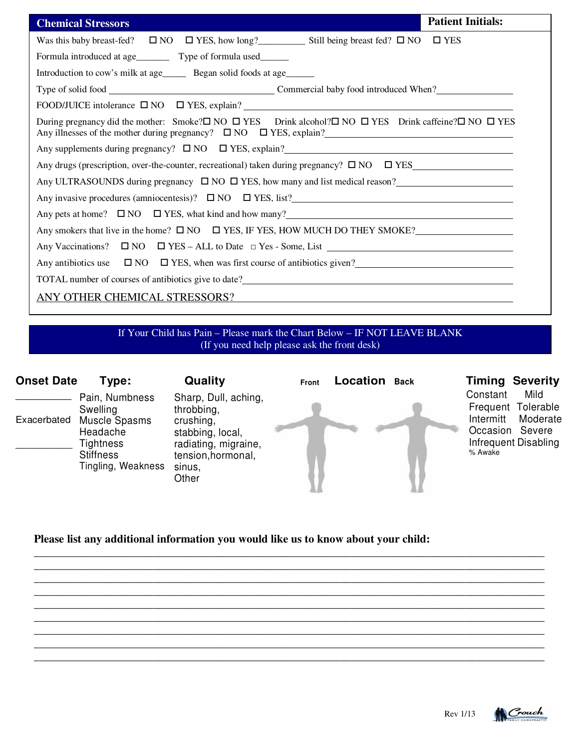## Chemical Stressors

**Patient Initials:**

Was this baby breast-fed? ☐ NO ☐ YES, how long?__________ Still being breast fed? ☐ NO ☐ YES

Formula introduced at age_______ Type of formula used______

Introduction to cow's milk at age_____ Began solid foods at age______

Type of solid food ________________________________ Commercial baby food introduced When?________________

FOOD/JUICE intolerance ☐ NO ☐ YES, explain? ________________________________

During pregnancy did the mother: Smoke? ☐ NO ☐ YES Drink alcohol? ☐ NO ☐ YES Drink caffeine? ☐ NO ☐ YES
Any illnesses of the mother during pregnancy? ☐ NO ☐ YES, explain?________________________________

Any supplements during pregnancy? ☐ NO ☐ YES, explain?________________________________

Any drugs (prescription, over-the-counter, recreational) taken during pregnancy? ☐ NO ☐ YES________________

Any ULTRASOUNDS during pregnancy ☐ NO ☐ YES, how many and list medical reason?________________

Any invasive procedures (amniocentesis)? ☐ NO ☐ YES, list?________________________________

Any pets at home? ☐ NO ☐ YES, what kind and how many?________________________________

Any smokers that live in the home? ☐ NO ☐ YES, IF YES, HOW MUCH DO THEY SMOKE?________________

Any Vaccinations? ☐ NO ☐ YES – ALL to Date ☐ Yes - Some, List ________________________________

Any antibiotics use ☐ NO ☐ YES, when was first course of antibiotics given?________________________

TOTAL number of courses of antibiotics give to date?________________________________

ANY OTHER CHEMICAL STRESSORS?________________________________

## If Your Child has Pain – Please mark the Chart Below – IF NOT LEAVE BLANK
(If you need help please ask the front desk)

**Onset Date**

__________

Exacerbated

__________

**Type:**

Pain, Numbness
Swelling
Muscle Spasms
Headache
Tightness
Stiffness
Tingling, Weakness

**Quality**

Sharp, Dull, aching, throbbing, crushing, stabbing, local, radiating, migraine, tension, hormonal, sinus, Other

**Front** **Location** **Back**

**Timing**

Constant
Frequent
Intermitt
Occasion
Infrequent
% Awake

**Severity**

Mild
Tolerable
Moderate
Severe
Disabling

**Please list any additional information you would like us to know about your child:**

________________________________________________________________________________
________________________________________________________________________________
________________________________________________________________________________
________________________________________________________________________________
________________________________________________________________________________
________________________________________________________________________________
________________________________________________________________________________
________________________________________________________________________________
________________________________________________________________________________

Rev 1/13

Crouch Family Chiropractic